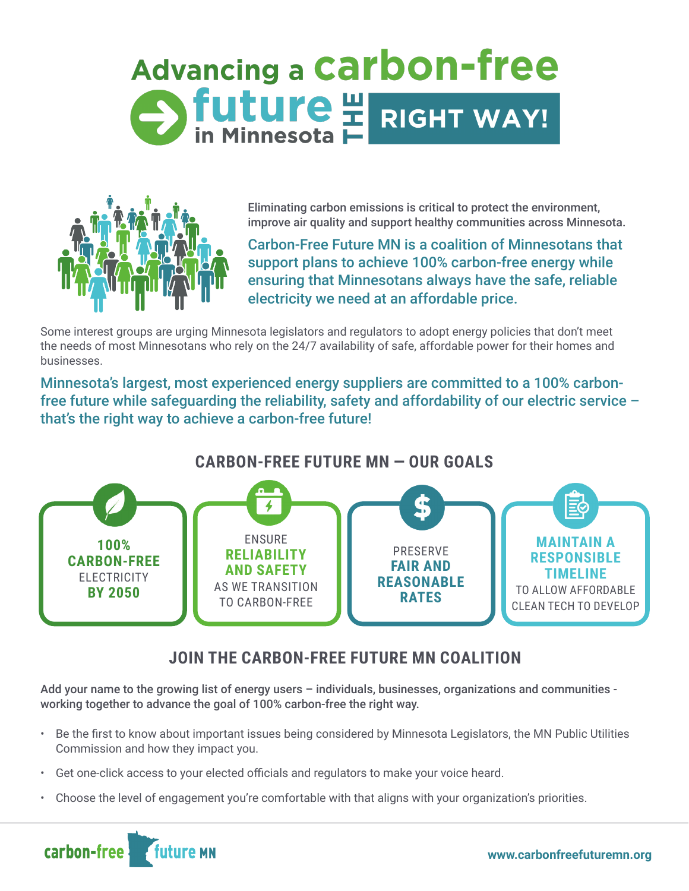# Advancing a carbon-free future in Minnesota THE RIGHT WAY!

Eliminating carbon emissions is critical to protect the environment, improve air quality and support healthy communities across Minnesota.

Carbon-Free Future MN is a coalition of Minnesotans that support plans to achieve 100% carbon-free energy while ensuring that Minnesotans always have the safe, reliable electricity we need at an affordable price.

Some interest groups are urging Minnesota legislators and regulators to adopt energy policies that don't meet the needs of most Minnesotans who rely on the 24/7 availability of safe, affordable power for their homes and businesses.

Minnesota's largest, most experienced energy suppliers are committed to a 100% carbon-free future while safeguarding the reliability, safety and affordability of our electric service – that's the right way to achieve a carbon-free future!

## CARBON-FREE FUTURE MN — OUR GOALS

- **100% CARBON-FREE** ELECTRICITY **BY 2050**
- ENSURE **RELIABILITY AND SAFETY** AS WE TRANSITION TO CARBON-FREE
- PRESERVE **FAIR AND REASONABLE RATES**
- **MAINTAIN A RESPONSIBLE TIMELINE** TO ALLOW AFFORDABLE CLEAN TECH TO DEVELOP

## JOIN THE CARBON-FREE FUTURE MN COALITION

Add your name to the growing list of energy users – individuals, businesses, organizations and communities - working together to advance the goal of 100% carbon-free the right way.

- Be the first to know about important issues being considered by Minnesota Legislators, the MN Public Utilities Commission and how they impact you.
- Get one-click access to your elected officials and regulators to make your voice heard.
- Choose the level of engagement you're comfortable with that aligns with your organization's priorities.

carbon-free future MN

www.carbonfreefuturemn.org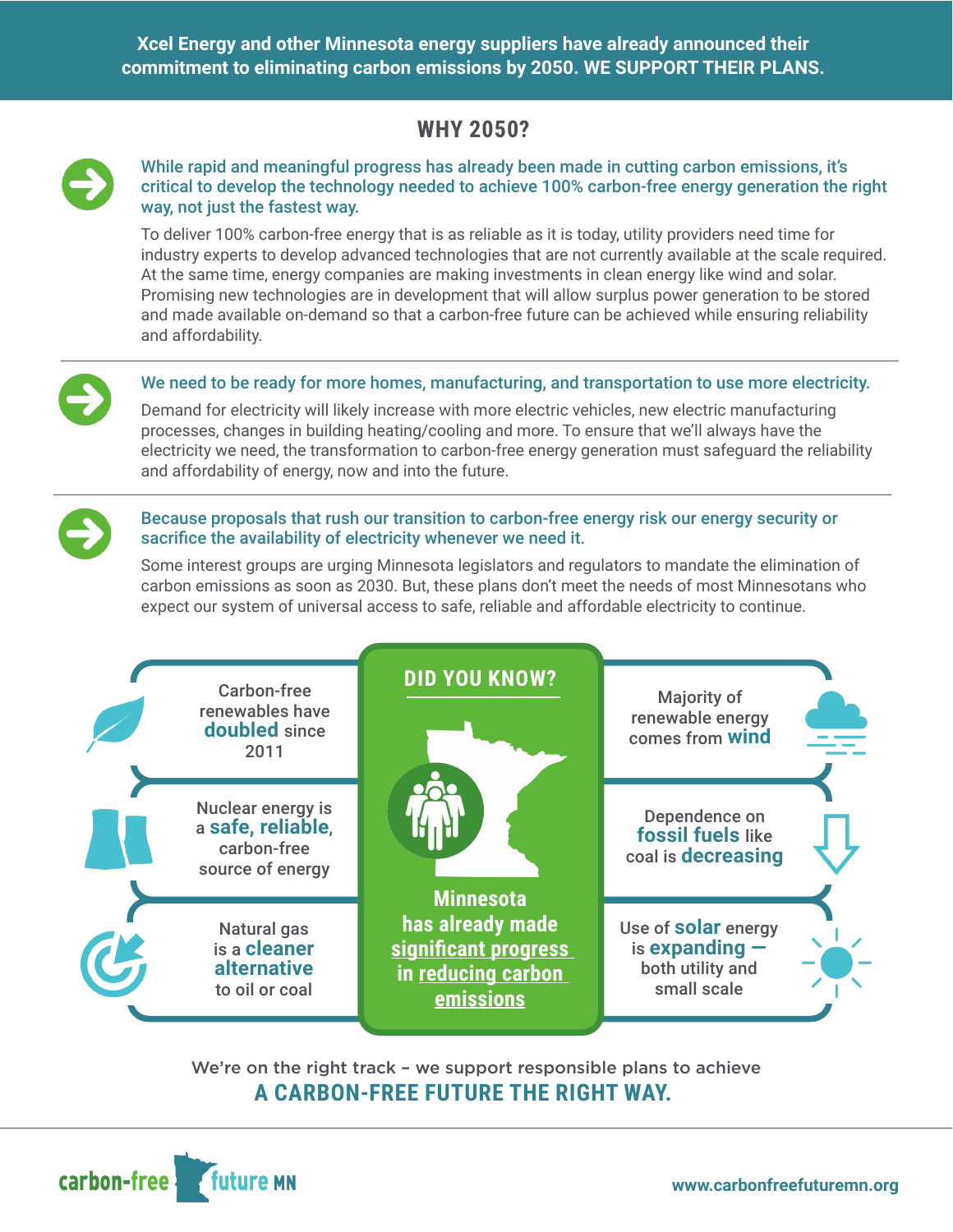**Xcel Energy and other Minnesota energy suppliers have already announced their commitment to eliminating carbon emissions by 2050. WE SUPPORT THEIR PLANS.**

## WHY 2050?

**While rapid and meaningful progress has already been made in cutting carbon emissions, it's critical to develop the technology needed to achieve 100% carbon-free energy generation the right way, not just the fastest way.**

To deliver 100% carbon-free energy that is as reliable as it is today, utility providers need time for industry experts to develop advanced technologies that are not currently available at the scale required. At the same time, energy companies are making investments in clean energy like wind and solar. Promising new technologies are in development that will allow surplus power generation to be stored and made available on-demand so that a carbon-free future can be achieved while ensuring reliability and affordability.

---

**We need to be ready for more homes, manufacturing, and transportation to use more electricity.**

Demand for electricity will likely increase with more electric vehicles, new electric manufacturing processes, changes in building heating/cooling and more. To ensure that we'll always have the electricity we need, the transformation to carbon-free energy generation must safeguard the reliability and affordability of energy, now and into the future.

---

**Because proposals that rush our transition to carbon-free energy risk our energy security or sacrifice the availability of electricity whenever we need it.**

Some interest groups are urging Minnesota legislators and regulators to mandate the elimination of carbon emissions as soon as 2030. But, these plans don't meet the needs of most Minnesotans who expect our system of universal access to safe, reliable and affordable electricity to continue.

### DID YOU KNOW?

- Carbon-free renewables have **doubled** since 2011
- Nuclear energy is a **safe, reliable**, carbon-free source of energy
- Natural gas is a **cleaner alternative** to oil or coal
- Majority of renewable energy comes from **wind**
- Dependence on **fossil fuels** like coal is **decreasing**
- Use of **solar** energy is **expanding** — both utility and small scale

**Minnesota has already made significant progress in reducing carbon emissions**

We're on the right track – we support responsible plans to achieve

**A CARBON-FREE FUTURE THE RIGHT WAY.**

carbon-free future MN

www.carbonfreefuturemn.org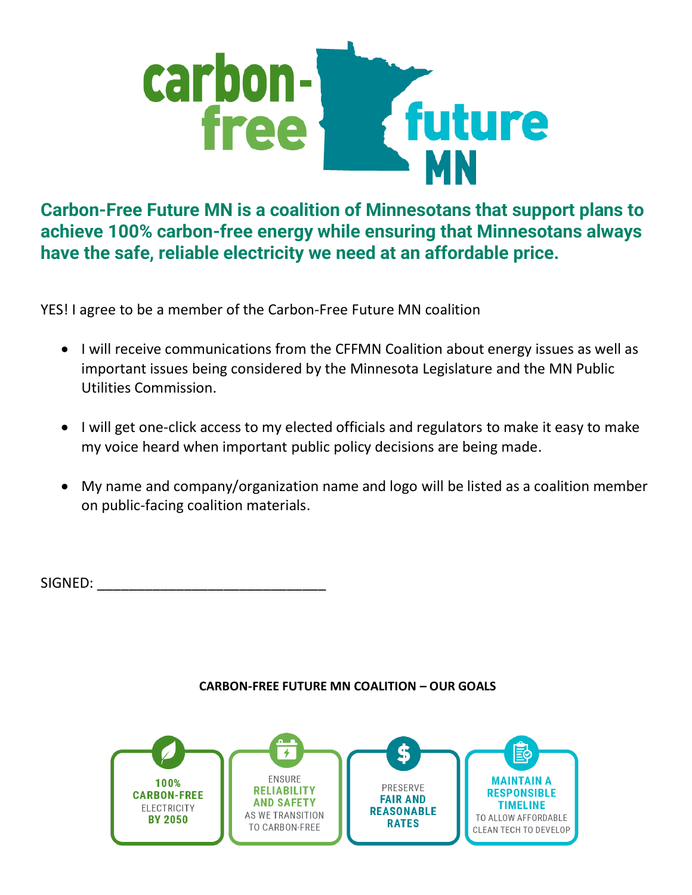# carbon-free future MN

**Carbon-Free Future MN is a coalition of Minnesotans that support plans to achieve 100% carbon-free energy while ensuring that Minnesotans always have the safe, reliable electricity we need at an affordable price.**

YES! I agree to be a member of the Carbon-Free Future MN coalition

- I will receive communications from the CFFMN Coalition about energy issues as well as important issues being considered by the Minnesota Legislature and the MN Public Utilities Commission.

- I will get one-click access to my elected officials and regulators to make it easy to make my voice heard when important public policy decisions are being made.

- My name and company/organization name and logo will be listed as a coalition member on public-facing coalition materials.

SIGNED: ______________________________

**CARBON-FREE FUTURE MN COALITION – OUR GOALS**

**100% CARBON-FREE** ELECTRICITY **BY 2050**

ENSURE **RELIABILITY AND SAFETY** AS WE TRANSITION TO CARBON-FREE

PRESERVE **FAIR AND REASONABLE RATES**

**MAINTAIN A RESPONSIBLE TIMELINE** TO ALLOW AFFORDABLE CLEAN TECH TO DEVELOP